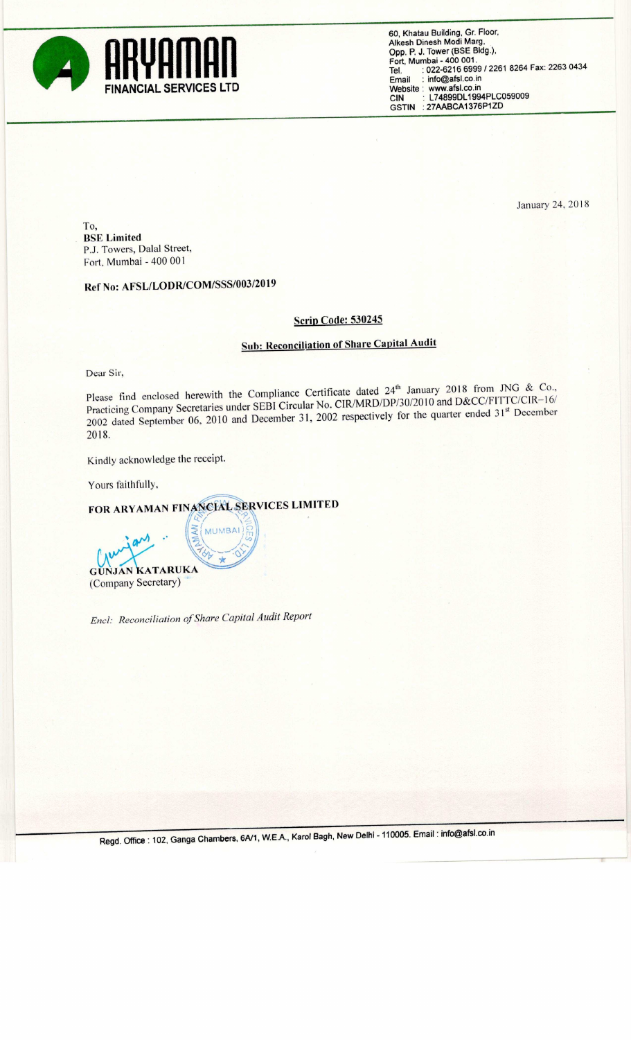# ARYAMAN FINANCIAL SERVICES LTD

60, Khatau Building, Gr. Floor,
Alkesh Dinesh Modi Marg,
Opp. P. J. Tower (BSE Bldg.),
Fort, Mumbai - 400 001.
Tel. : 022-6216 6999 / 2261 8264 Fax: 2263 0434
Email : info@afsl.co.in
Website : www.afsl.co.in
CIN : L74899DL1994PLC059009
GSTIN : 27AABCA1376P1ZD

January 24, 2018

To,
**BSE Limited**
P.J. Towers, Dalal Street,
Fort, Mumbai - 400 001

**Ref No: AFSL/LODR/COM/SSS/003/2019**

**Scrip Code: 530245**

**Sub: Reconciliation of Share Capital Audit**

Dear Sir,

Please find enclosed herewith the Compliance Certificate dated 24th January 2018 from JNG & Co., Practicing Company Secretaries under SEBI Circular No. CIR/MRD/DP/30/2010 and D&CC/FITTC/CIR-16/2002 dated September 06, 2010 and December 31, 2002 respectively for the quarter ended 31st December 2018.

Kindly acknowledge the receipt.

Yours faithfully,

**FOR ARYAMAN FINANCIAL SERVICES LIMITED**

**GUNJAN KATARUKA**
(Company Secretary)

*Encl: Reconciliation of Share Capital Audit Report*

Regd. Office : 102, Ganga Chambers, 6A/1, W.E.A., Karol Bagh, New Delhi - 110005. Email : info@afsl.co.in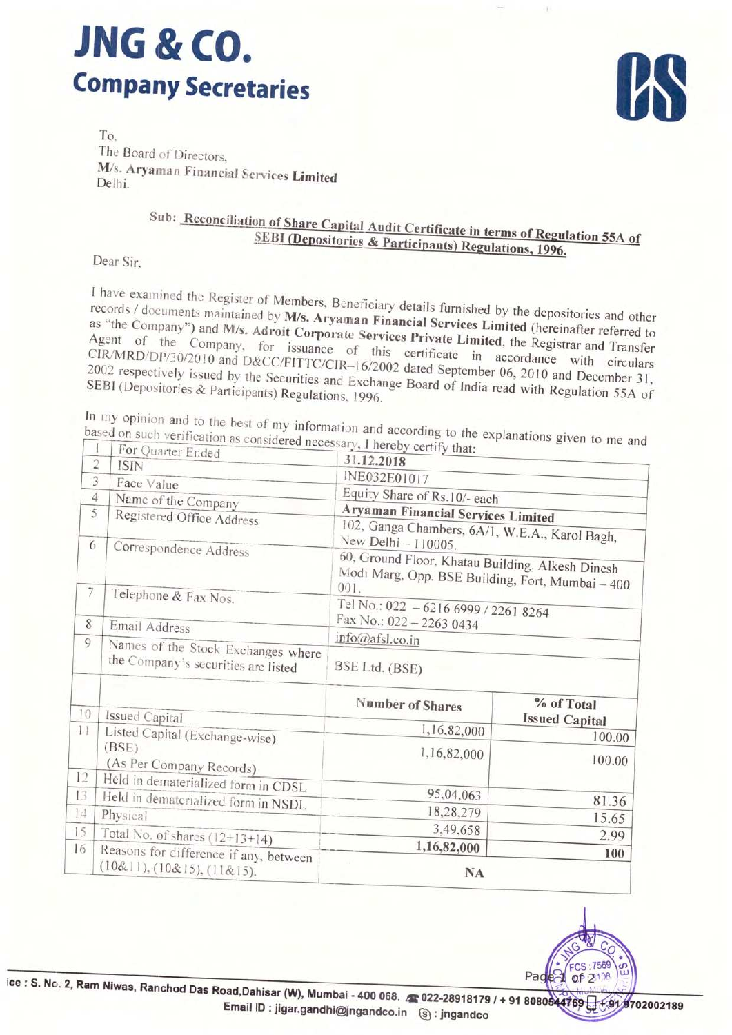# JNG & CO.

## Company Secretaries

To,
The Board of Directors,
**M/s. Aryaman Financial Services Limited**
Delhi.

**Sub: Reconciliation of Share Capital Audit Certificate in terms of Regulation 55A of SEBI (Depositories & Participants) Regulations, 1996.**

Dear Sir,

I have examined the Register of Members, Beneficiary details furnished by the depositories and other records / documents maintained by **M/s. Aryaman Financial Services Limited** (hereinafter referred to as "the Company") and **M/s. Adroit Corporate Services Private Limited**, the Registrar and Transfer Agent of the Company, for issuance of this certificate in accordance with circulars CIR/MRD/DP/30/2010 and D&CC/FITTC/CIR–16/2002 dated September 06, 2010 and December 31, 2002 respectively issued by the Securities and Exchange Board of India read with Regulation 55A of SEBI (Depositories & Participants) Regulations, 1996.

In my opinion and to the best of my information and according to the explanations given to me and based on such verification as considered necessary, I hereby certify that:

| | | | |
|---|---|---|---|
| 1 | For Quarter Ended | **31.12.2018** | |
| 2 | ISIN | INE032E01017 | |
| 3 | Face Value | Equity Share of Rs.10/- each | |
| 4 | Name of the Company | **Aryaman Financial Services Limited** | |
| 5 | Registered Office Address | 102, Ganga Chambers, 6A/1, W.E.A., Karol Bagh, New Delhi – 110005. | |
| 6 | Correspondence Address | 60, Ground Floor, Khatau Building, Alkesh Dinesh Modi Marg, Opp. BSE Building, Fort, Mumbai – 400 001. | |
| 7 | Telephone & Fax Nos. | Tel No.: 022 – 6216 6999 / 2261 8264<br>Fax No.: 022 – 2263 0434 | |
| 8 | Email Address | info@afsl.co.in | |
| 9 | Names of the Stock Exchanges where the Company's securities are listed | BSE Ltd. (BSE) | |
| | | **Number of Shares** | **% of Total Issued Capital** |
| 10 | Issued Capital | 1,16,82,000 | 100.00 |
| 11 | Listed Capital (Exchange-wise) (BSE) (As Per Company Records) | 1,16,82,000 | 100.00 |
| 12 | Held in dematerialized form in CDSL | 95,04,063 | 81.36 |
| 13 | Held in dematerialized form in NSDL | 18,28,279 | 15.65 |
| 14 | Physical | 3,49,658 | 2.99 |
| 15 | Total No. of shares (12+13+14) | **1,16,82,000** | **100** |
| 16 | Reasons for difference if any, between (10&11), (10&15), (11&15). | NA | |

Office : S. No. 2, Ram Niwas, Ranchod Das Road, Dahisar (W), Mumbai - 400 068. 022-28918179 / +91 8080544769 / +91 9702002189
Email ID : jigar.gandhi@jngandco.in : jngandco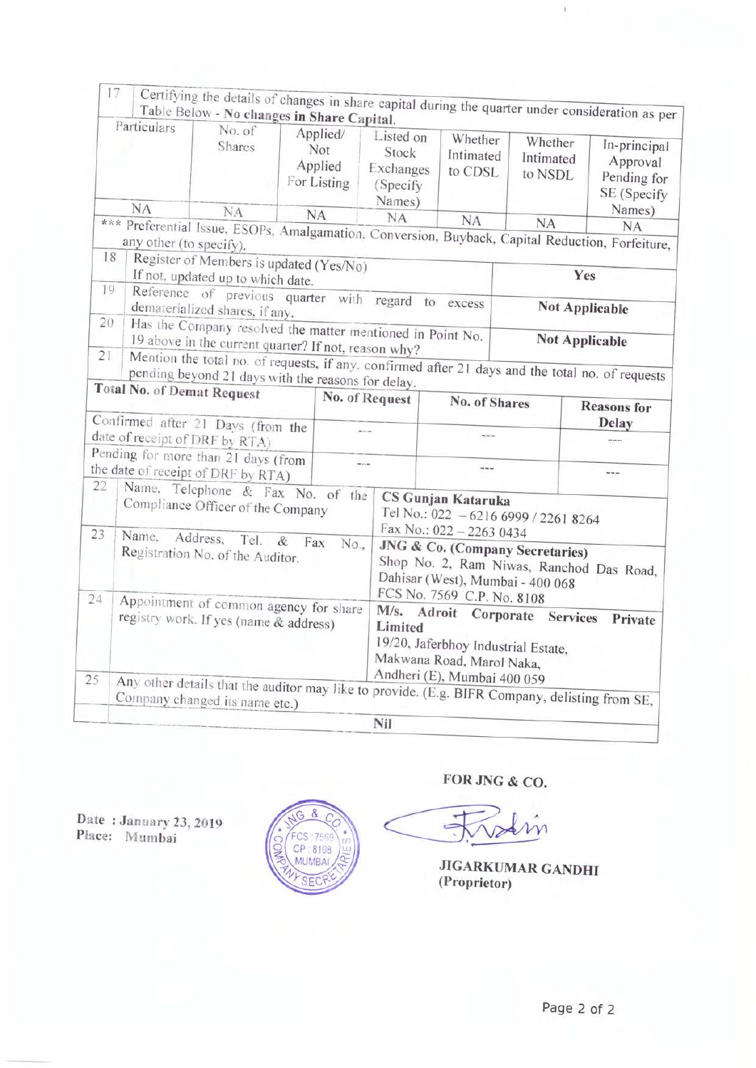| | | | | | | | |
|---|---|---|---|---|---|---|---|
| 17 | Certifying the details of changes in share capital during the quarter under consideration as per Table Below - **No changes in Share Capital.** | | | | | | |
| | Particulars | No. of Shares | Applied/ Not Applied For Listing | Listed on Stock Exchanges (Specify Names) | Whether Intimated to CDSL | Whether Intimated to NSDL | In-principal Approval Pending for SE (Specify Names) |
| | NA | NA | NA | NA | NA | NA | NA |

*** Preferential Issue, ESOPs, Amalgamation, Conversion, Buyback, Capital Reduction, Forfeiture, any other (to specify).

| | | |
|---|---|---|
| 18 | Register of Members is updated (Yes/No) If not, updated up to which date. | **Yes** |
| 19 | Reference of previous quarter with regard to excess dematerialized shares, if any. | **Not Applicable** |
| 20 | Has the Company resolved the matter mentioned in Point No. 19 above in the current quarter? If not, reason why? | **Not Applicable** |

21 Mention the total no. of requests, if any, confirmed after 21 days and the total no. of requests pending beyond 21 days with the reasons for delay.

| Total No. of Demat Request | No. of Request | No. of Shares | Reasons for Delay |
|---|---|---|---|
| Confirmed after 21 Days (from the date of receipt of DRF by RTA) | --- | --- | --- |
| Pending for more than 21 days (from the date of receipt of DRF by RTA) | --- | --- | --- |

| | | |
|---|---|---|
| 22 | Name, Telephone & Fax No. of the Compliance Officer of the Company | **CS Gunjan Kataruka**<br>Tel No.: 022 – 6216 6999 / 2261 8264<br>Fax No.: 022 – 2263 0434 |
| 23 | Name, Address, Tel. & Fax No., Registration No. of the Auditor. | **JNG & Co. (Company Secretaries)**<br>Shop No. 2, Ram Niwas, Ranchod Das Road, Dahisar (West), Mumbai - 400 068<br>FCS No. 7569 C.P. No. 8108 |
| 24 | Appointment of common agency for share registry work. If yes (name & address) | **M/s. Adroit Corporate Services Private Limited**<br>19/20, Jaferbhoy Industrial Estate, Makwana Road, Marol Naka, Andheri (E), Mumbai 400 059 |
| 25 | Any other details that the auditor may like to provide. (E.g. BIFR Company, delisting from SE, Company changed its name etc.) | |
| | **Nil** | |

**FOR JNG & CO.**

**Date : January 23, 2019**
**Place: Mumbai**

**JIGARKUMAR GANDHI**
**(Proprietor)**